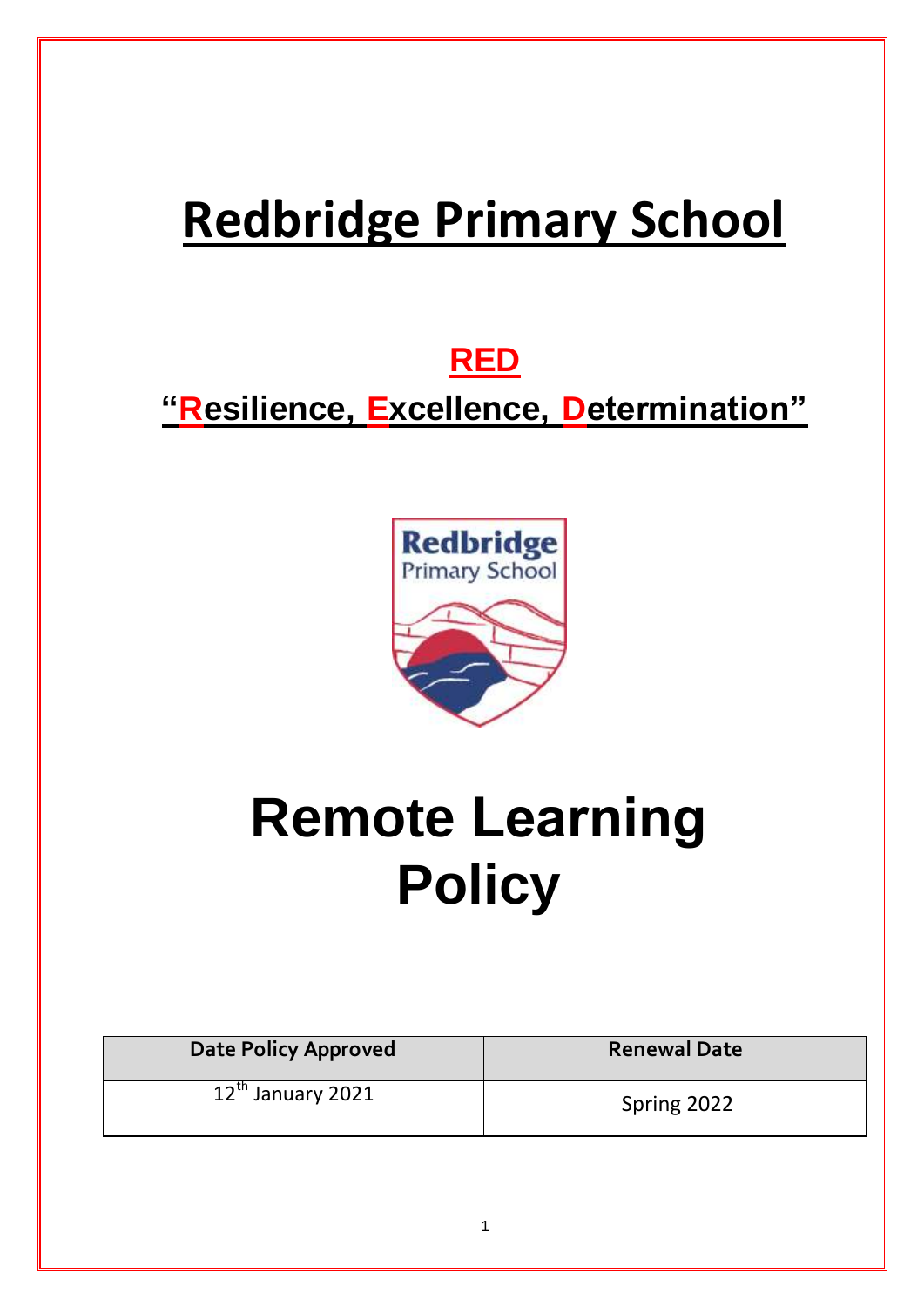# Redbridge Primary School

## RED

## "Resilience, Excellence, Determination"

# Remote Learning Policy

| Date Policy Approved | Renewal Date |
|---|---|
| 12th January 2021 | Spring 2022 |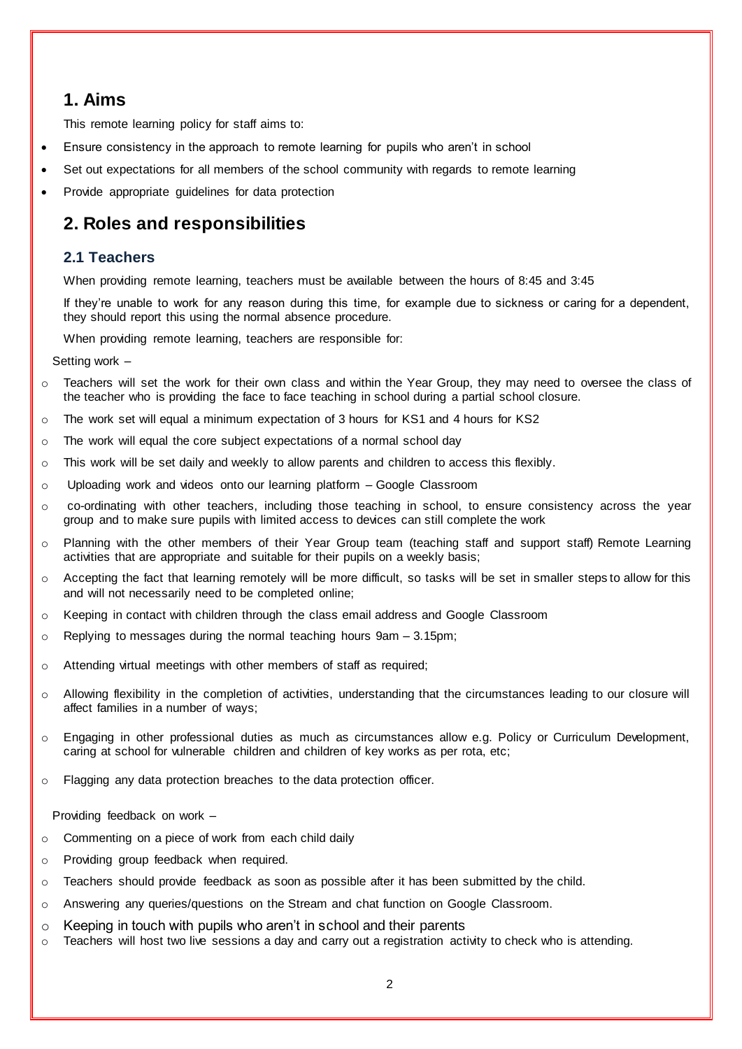## 1. Aims

This remote learning policy for staff aims to:

- Ensure consistency in the approach to remote learning for pupils who aren't in school
- Set out expectations for all members of the school community with regards to remote learning
- Provide appropriate guidelines for data protection

## 2. Roles and responsibilities

### 2.1 Teachers

When providing remote learning, teachers must be available between the hours of 8:45 and 3:45

If they're unable to work for any reason during this time, for example due to sickness or caring for a dependent, they should report this using the normal absence procedure.

When providing remote learning, teachers are responsible for:

Setting work –

- Teachers will set the work for their own class and within the Year Group, they may need to oversee the class of the teacher who is providing the face to face teaching in school during a partial school closure.
- The work set will equal a minimum expectation of 3 hours for KS1 and 4 hours for KS2
- The work will equal the core subject expectations of a normal school day
- This work will be set daily and weekly to allow parents and children to access this flexibly.
- Uploading work and videos onto our learning platform – Google Classroom
- co-ordinating with other teachers, including those teaching in school, to ensure consistency across the year group and to make sure pupils with limited access to devices can still complete the work
- Planning with the other members of their Year Group team (teaching staff and support staff) Remote Learning activities that are appropriate and suitable for their pupils on a weekly basis;
- Accepting the fact that learning remotely will be more difficult, so tasks will be set in smaller steps to allow for this and will not necessarily need to be completed online;
- Keeping in contact with children through the class email address and Google Classroom
- Replying to messages during the normal teaching hours 9am – 3.15pm;
- Attending virtual meetings with other members of staff as required;
- Allowing flexibility in the completion of activities, understanding that the circumstances leading to our closure will affect families in a number of ways;
- Engaging in other professional duties as much as circumstances allow e.g. Policy or Curriculum Development, caring at school for vulnerable children and children of key works as per rota, etc;
- Flagging any data protection breaches to the data protection officer.

Providing feedback on work –

- Commenting on a piece of work from each child daily
- Providing group feedback when required.
- Teachers should provide feedback as soon as possible after it has been submitted by the child.
- Answering any queries/questions on the Stream and chat function on Google Classroom.
- Keeping in touch with pupils who aren't in school and their parents
- Teachers will host two live sessions a day and carry out a registration activity to check who is attending.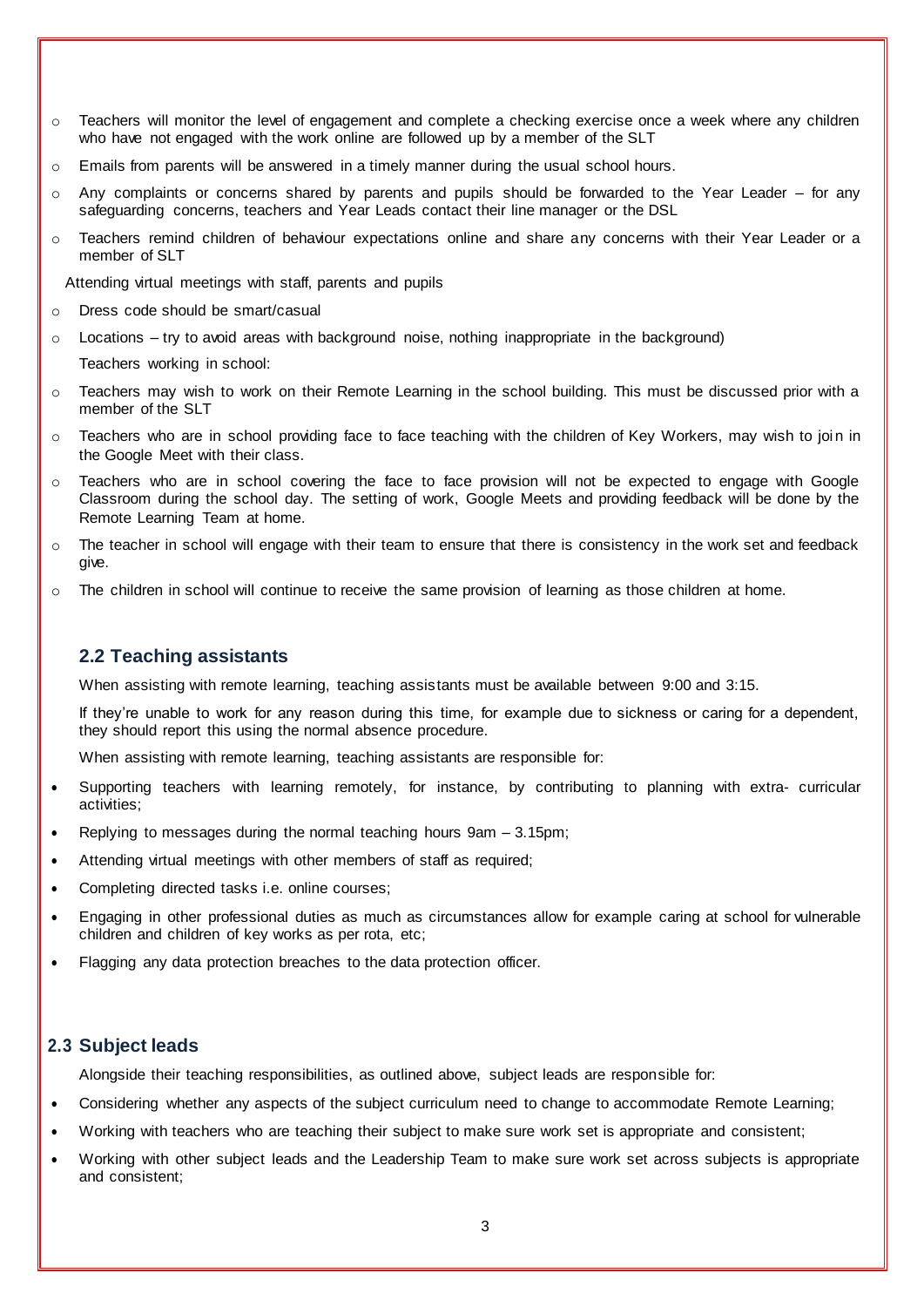- Teachers will monitor the level of engagement and complete a checking exercise once a week where any children who have not engaged with the work online are followed up by a member of the SLT
- Emails from parents will be answered in a timely manner during the usual school hours.
- Any complaints or concerns shared by parents and pupils should be forwarded to the Year Leader – for any safeguarding concerns, teachers and Year Leads contact their line manager or the DSL
- Teachers remind children of behaviour expectations online and share any concerns with their Year Leader or a member of SLT

Attending virtual meetings with staff, parents and pupils

- Dress code should be smart/casual
- Locations – try to avoid areas with background noise, nothing inappropriate in the background)

Teachers working in school:

- Teachers may wish to work on their Remote Learning in the school building. This must be discussed prior with a member of the SLT
- Teachers who are in school providing face to face teaching with the children of Key Workers, may wish to join in the Google Meet with their class.
- Teachers who are in school covering the face to face provision will not be expected to engage with Google Classroom during the school day. The setting of work, Google Meets and providing feedback will be done by the Remote Learning Team at home.
- The teacher in school will engage with their team to ensure that there is consistency in the work set and feedback give.
- The children in school will continue to receive the same provision of learning as those children at home.

## 2.2 Teaching assistants

When assisting with remote learning, teaching assistants must be available between 9:00 and 3:15.

If they're unable to work for any reason during this time, for example due to sickness or caring for a dependent, they should report this using the normal absence procedure.

When assisting with remote learning, teaching assistants are responsible for:

- Supporting teachers with learning remotely, for instance, by contributing to planning with extra- curricular activities;
- Replying to messages during the normal teaching hours 9am – 3.15pm;
- Attending virtual meetings with other members of staff as required;
- Completing directed tasks i.e. online courses;
- Engaging in other professional duties as much as circumstances allow for example caring at school for vulnerable children and children of key works as per rota, etc;
- Flagging any data protection breaches to the data protection officer.

## 2.3 Subject leads

Alongside their teaching responsibilities, as outlined above, subject leads are responsible for:

- Considering whether any aspects of the subject curriculum need to change to accommodate Remote Learning;
- Working with teachers who are teaching their subject to make sure work set is appropriate and consistent;
- Working with other subject leads and the Leadership Team to make sure work set across subjects is appropriate and consistent;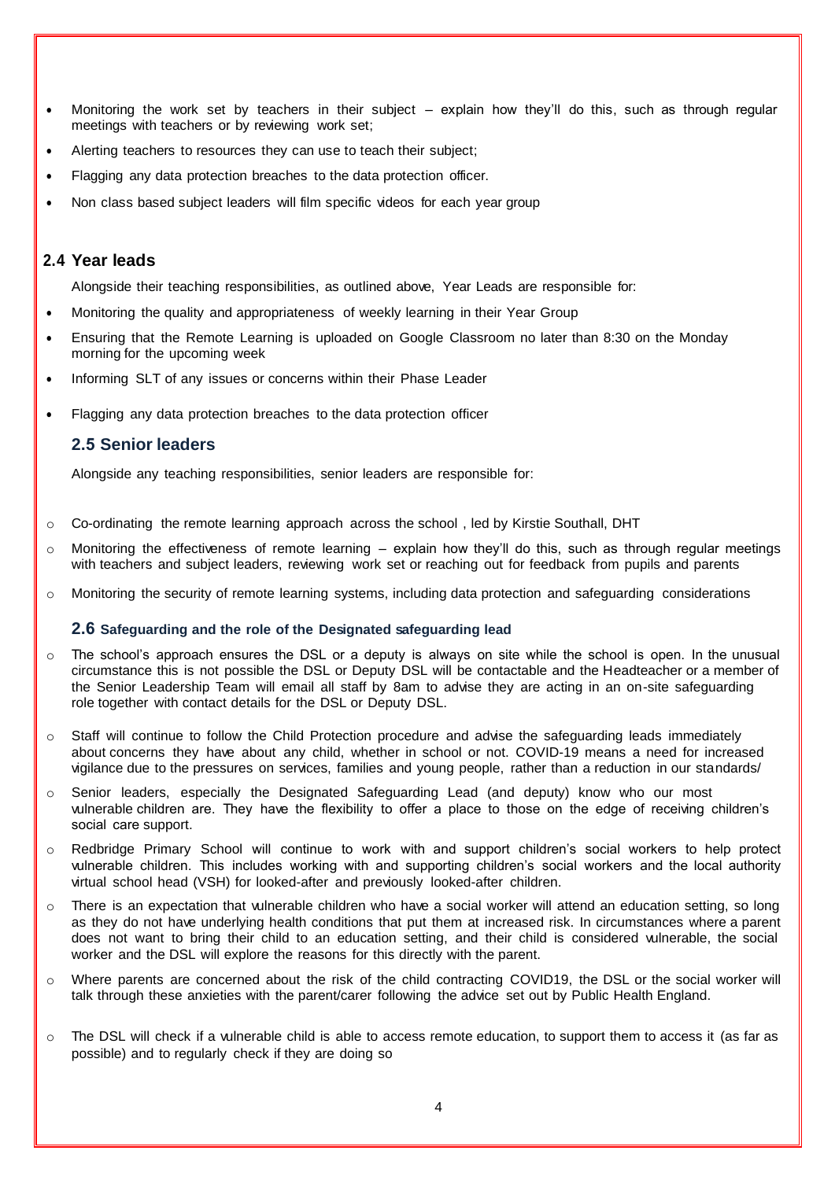- Monitoring the work set by teachers in their subject – explain how they'll do this, such as through regular meetings with teachers or by reviewing work set;
- Alerting teachers to resources they can use to teach their subject;
- Flagging any data protection breaches to the data protection officer.
- Non class based subject leaders will film specific videos for each year group

## 2.4 Year leads

Alongside their teaching responsibilities, as outlined above, Year Leads are responsible for:

- Monitoring the quality and appropriateness of weekly learning in their Year Group
- Ensuring that the Remote Learning is uploaded on Google Classroom no later than 8:30 on the Monday morning for the upcoming week
- Informing SLT of any issues or concerns within their Phase Leader
- Flagging any data protection breaches to the data protection officer

## 2.5 Senior leaders

Alongside any teaching responsibilities, senior leaders are responsible for:

- Co-ordinating the remote learning approach across the school , led by Kirstie Southall, DHT
- Monitoring the effectiveness of remote learning – explain how they'll do this, such as through regular meetings with teachers and subject leaders, reviewing work set or reaching out for feedback from pupils and parents
- Monitoring the security of remote learning systems, including data protection and safeguarding considerations

### 2.6 Safeguarding and the role of the Designated safeguarding lead

- The school's approach ensures the DSL or a deputy is always on site while the school is open. In the unusual circumstance this is not possible the DSL or Deputy DSL will be contactable and the Headteacher or a member of the Senior Leadership Team will email all staff by 8am to advise they are acting in an on-site safeguarding role together with contact details for the DSL or Deputy DSL.
- Staff will continue to follow the Child Protection procedure and advise the safeguarding leads immediately about concerns they have about any child, whether in school or not. COVID-19 means a need for increased vigilance due to the pressures on services, families and young people, rather than a reduction in our standards/
- Senior leaders, especially the Designated Safeguarding Lead (and deputy) know who our most vulnerable children are. They have the flexibility to offer a place to those on the edge of receiving children's social care support.
- Redbridge Primary School will continue to work with and support children's social workers to help protect vulnerable children. This includes working with and supporting children's social workers and the local authority virtual school head (VSH) for looked-after and previously looked-after children.
- There is an expectation that vulnerable children who have a social worker will attend an education setting, so long as they do not have underlying health conditions that put them at increased risk. In circumstances where a parent does not want to bring their child to an education setting, and their child is considered vulnerable, the social worker and the DSL will explore the reasons for this directly with the parent.
- Where parents are concerned about the risk of the child contracting COVID19, the DSL or the social worker will talk through these anxieties with the parent/carer following the advice set out by Public Health England.
- The DSL will check if a vulnerable child is able to access remote education, to support them to access it (as far as possible) and to regularly check if they are doing so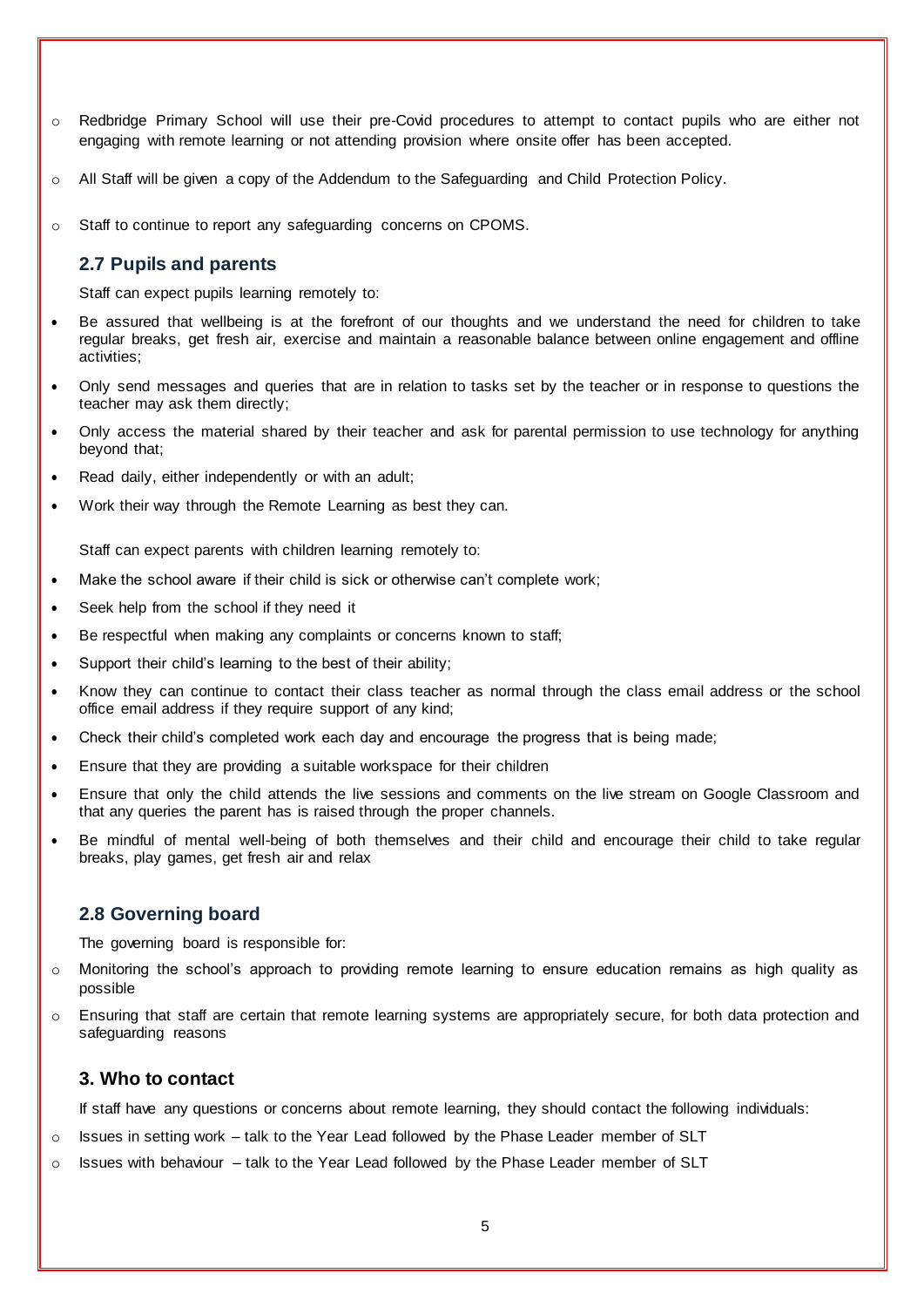- Redbridge Primary School will use their pre-Covid procedures to attempt to contact pupils who are either not engaging with remote learning or not attending provision where onsite offer has been accepted.
- All Staff will be given a copy of the Addendum to the Safeguarding and Child Protection Policy.
- Staff to continue to report any safeguarding concerns on CPOMS.

## 2.7 Pupils and parents

Staff can expect pupils learning remotely to:

- Be assured that wellbeing is at the forefront of our thoughts and we understand the need for children to take regular breaks, get fresh air, exercise and maintain a reasonable balance between online engagement and offline activities;
- Only send messages and queries that are in relation to tasks set by the teacher or in response to questions the teacher may ask them directly;
- Only access the material shared by their teacher and ask for parental permission to use technology for anything beyond that;
- Read daily, either independently or with an adult;
- Work their way through the Remote Learning as best they can.

Staff can expect parents with children learning remotely to:

- Make the school aware if their child is sick or otherwise can't complete work;
- Seek help from the school if they need it
- Be respectful when making any complaints or concerns known to staff;
- Support their child's learning to the best of their ability;
- Know they can continue to contact their class teacher as normal through the class email address or the school office email address if they require support of any kind;
- Check their child's completed work each day and encourage the progress that is being made;
- Ensure that they are providing a suitable workspace for their children
- Ensure that only the child attends the live sessions and comments on the live stream on Google Classroom and that any queries the parent has is raised through the proper channels.
- Be mindful of mental well-being of both themselves and their child and encourage their child to take regular breaks, play games, get fresh air and relax

## 2.8 Governing board

The governing board is responsible for:

- Monitoring the school's approach to providing remote learning to ensure education remains as high quality as possible
- Ensuring that staff are certain that remote learning systems are appropriately secure, for both data protection and safeguarding reasons

## 3. Who to contact

If staff have any questions or concerns about remote learning, they should contact the following individuals:

- Issues in setting work – talk to the Year Lead followed by the Phase Leader member of SLT
- Issues with behaviour – talk to the Year Lead followed by the Phase Leader member of SLT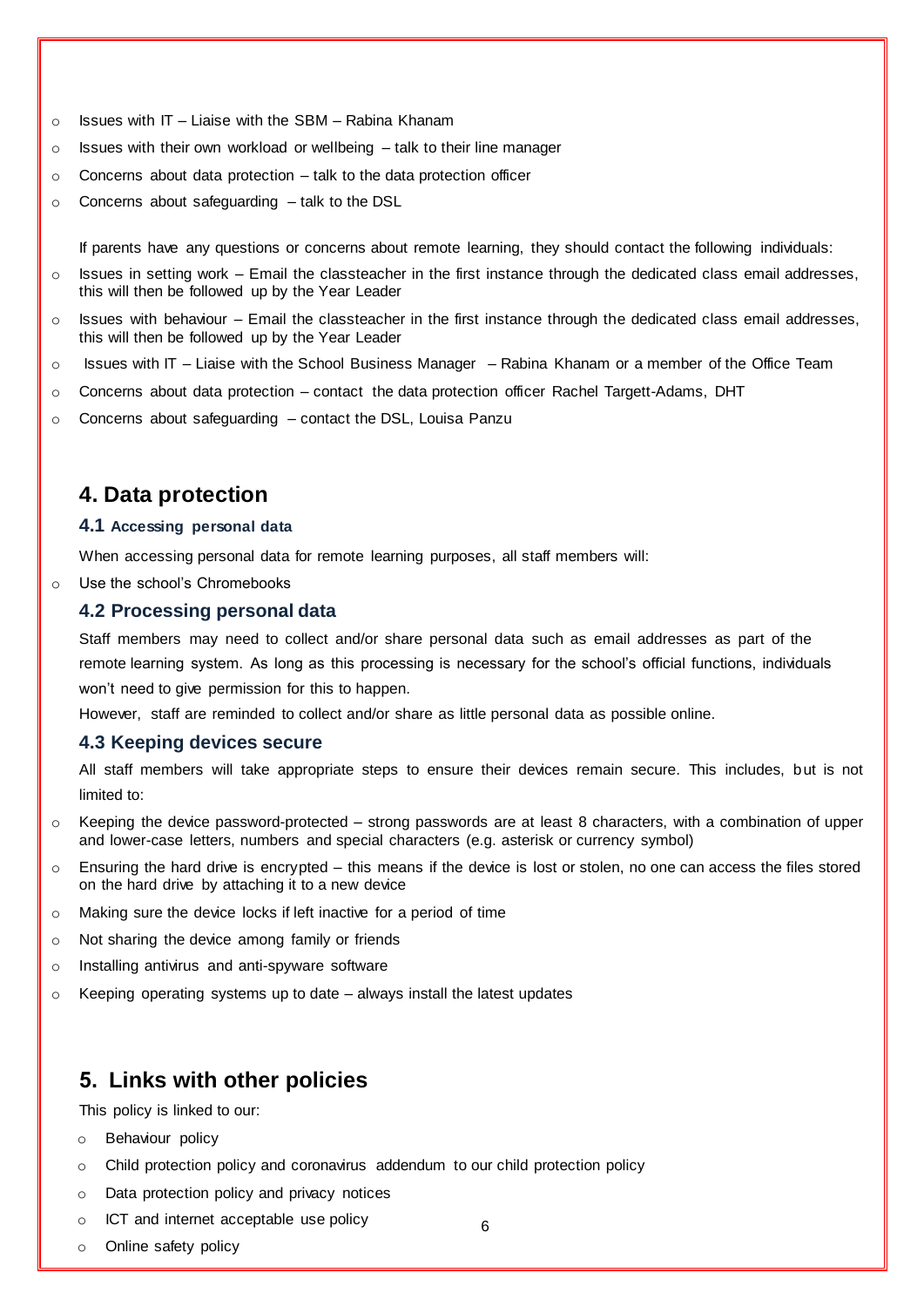- Issues with IT – Liaise with the SBM – Rabina Khanam
- Issues with their own workload or wellbeing – talk to their line manager
- Concerns about data protection – talk to the data protection officer
- Concerns about safeguarding – talk to the DSL

If parents have any questions or concerns about remote learning, they should contact the following individuals:

- Issues in setting work – Email the classteacher in the first instance through the dedicated class email addresses, this will then be followed up by the Year Leader
- Issues with behaviour – Email the classteacher in the first instance through the dedicated class email addresses, this will then be followed up by the Year Leader
- Issues with IT – Liaise with the School Business Manager – Rabina Khanam or a member of the Office Team
- Concerns about data protection – contact the data protection officer Rachel Targett-Adams, DHT
- Concerns about safeguarding – contact the DSL, Louisa Panzu

## 4. Data protection

### 4.1 Accessing personal data

When accessing personal data for remote learning purposes, all staff members will:

- Use the school's Chromebooks

### 4.2 Processing personal data

Staff members may need to collect and/or share personal data such as email addresses as part of the remote learning system. As long as this processing is necessary for the school's official functions, individuals won't need to give permission for this to happen.

However, staff are reminded to collect and/or share as little personal data as possible online.

### 4.3 Keeping devices secure

All staff members will take appropriate steps to ensure their devices remain secure. This includes, but is not limited to:

- Keeping the device password-protected – strong passwords are at least 8 characters, with a combination of upper and lower-case letters, numbers and special characters (e.g. asterisk or currency symbol)
- Ensuring the hard drive is encrypted – this means if the device is lost or stolen, no one can access the files stored on the hard drive by attaching it to a new device
- Making sure the device locks if left inactive for a period of time
- Not sharing the device among family or friends
- Installing antivirus and anti-spyware software
- Keeping operating systems up to date – always install the latest updates

## 5. Links with other policies

This policy is linked to our:

- Behaviour policy
- Child protection policy and coronavirus addendum to our child protection policy
- Data protection policy and privacy notices
- ICT and internet acceptable use policy
- Online safety policy